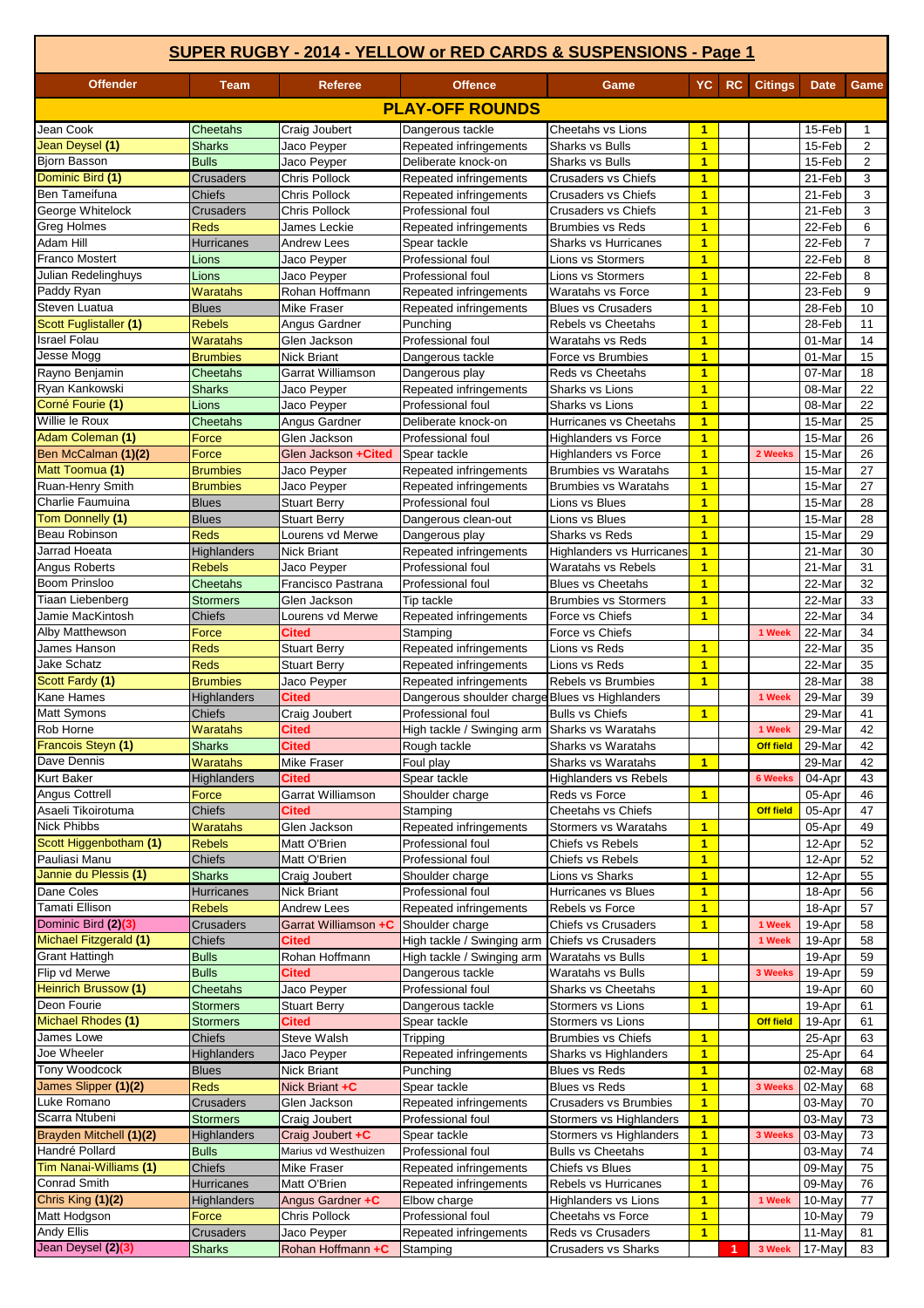# SUPER RUGBY - 2014 - YELLOW or RED CARDS & SUSPENSIONS - Page 1

| Offender | Team | Referee | Offence | Game | YC | RC | Citings | Date | Game |
|---|---|---|---|---|---|---|---|---|---|
| **PLAY-OFF ROUNDS** | | | | | | | | | |
| Jean Cook | Cheetahs | Craig Joubert | Dangerous tackle | Cheetahs vs Lions | 1 | | | 15-Feb | 1 |
| Jean Deysel **(1)** | Sharks | Jaco Peyper | Repeated infringements | Sharks vs Bulls | 1 | | | 15-Feb | 2 |
| Bjorn Basson | Bulls | Jaco Peyper | Deliberate knock-on | Sharks vs Bulls | 1 | | | 15-Feb | 2 |
| Dominic Bird **(1)** | Crusaders | Chris Pollock | Repeated infringements | Crusaders vs Chiefs | 1 | | | 21-Feb | 3 |
| Ben Tameifuna | Chiefs | Chris Pollock | Repeated infringements | Crusaders vs Chiefs | 1 | | | 21-Feb | 3 |
| George Whitelock | Crusaders | Chris Pollock | Professional foul | Crusaders vs Chiefs | 1 | | | 21-Feb | 3 |
| Greg Holmes | Reds | James Leckie | Repeated infringements | Brumbies vs Reds | 1 | | | 22-Feb | 6 |
| Adam Hill | Hurricanes | Andrew Lees | Spear tackle | Sharks vs Hurricanes | 1 | | | 22-Feb | 7 |
| Franco Mostert | Lions | Jaco Peyper | Professional foul | Lions vs Stormers | 1 | | | 22-Feb | 8 |
| Julian Redelinghuys | Lions | Jaco Peyper | Professional foul | Lions vs Stormers | 1 | | | 22-Feb | 8 |
| Paddy Ryan | Waratahs | Rohan Hoffmann | Repeated infringements | Waratahs vs Force | 1 | | | 23-Feb | 9 |
| Steven Luatua | Blues | Mike Fraser | Repeated infringements | Blues vs Crusaders | 1 | | | 28-Feb | 10 |
| Scott Fuglistaller **(1)** | Rebels | Angus Gardner | Punching | Rebels vs Cheetahs | 1 | | | 28-Feb | 11 |
| Israel Folau | Waratahs | Glen Jackson | Professional foul | Waratahs vs Reds | 1 | | | 01-Mar | 14 |
| Jesse Mogg | Brumbies | Nick Briant | Dangerous tackle | Force vs Brumbies | 1 | | | 01-Mar | 15 |
| Rayno Benjamin | Cheetahs | Garrat Williamson | Dangerous play | Reds vs Cheetahs | 1 | | | 07-Mar | 18 |
| Ryan Kankowski | Sharks | Jaco Peyper | Repeated infringements | Sharks vs Lions | 1 | | | 08-Mar | 22 |
| Corné Fourie **(1)** | Lions | Jaco Peyper | Professional foul | Sharks vs Lions | 1 | | | 08-Mar | 22 |
| Willie le Roux | Cheetahs | Angus Gardner | Deliberate knock-on | Hurricanes vs Cheetahs | 1 | | | 15-Mar | 25 |
| Adam Coleman **(1)** | Force | Glen Jackson | Professional foul | Highlanders vs Force | 1 | | | 15-Mar | 26 |
| Ben McCalman **(1)(2)** | Force | Glen Jackson **+Cited** | Spear tackle | Highlanders vs Force | 1 | | **2 Weeks** | 15-Mar | 26 |
| Matt Toomua **(1)** | Brumbies | Jaco Peyper | Repeated infringements | Brumbies vs Waratahs | 1 | | | 15-Mar | 27 |
| Ruan-Henry Smith | Brumbies | Jaco Peyper | Repeated infringements | Brumbies vs Waratahs | 1 | | | 15-Mar | 27 |
| Charlie Faumuina | Blues | Stuart Berry | Professional foul | Lions vs Blues | 1 | | | 15-Mar | 28 |
| Tom Donnelly **(1)** | Blues | Stuart Berry | Dangerous clean-out | Lions vs Blues | 1 | | | 15-Mar | 28 |
| Beau Robinson | Reds | Lourens vd Merwe | Dangerous play | Sharks vs Reds | 1 | | | 15-Mar | 29 |
| Jarrad Hoeata | Highlanders | Nick Briant | Repeated infringements | Highlanders vs Hurricanes | 1 | | | 21-Mar | 30 |
| Angus Roberts | Rebels | Jaco Peyper | Professional foul | Waratahs vs Rebels | 1 | | | 21-Mar | 31 |
| Boom Prinsloo | Cheetahs | Francisco Pastrana | Professional foul | Blues vs Cheetahs | 1 | | | 22-Mar | 32 |
| Tiaan Liebenberg | Stormers | Glen Jackson | Tip tackle | Brumbies vs Stormers | 1 | | | 22-Mar | 33 |
| Jamie MacKintosh | Chiefs | Lourens vd Merwe | Repeated infringements | Force vs Chiefs | 1 | | | 22-Mar | 34 |
| Alby Matthewson | Force | **Cited** | Stamping | Force vs Chiefs | | | **1 Week** | 22-Mar | 34 |
| James Hanson | Reds | Stuart Berry | Repeated infringements | Lions vs Reds | 1 | | | 22-Mar | 35 |
| Jake Schatz | Reds | Stuart Berry | Repeated infringements | Lions vs Reds | 1 | | | 22-Mar | 35 |
| Scott Fardy **(1)** | Brumbies | Jaco Peyper | Repeated infringements | Rebels vs Brumbies | 1 | | | 28-Mar | 38 |
| Kane Hames | Highlanders | **Cited** | Dangerous shoulder charge | Blues vs Highlanders | | | **1 Week** | 29-Mar | 39 |
| Matt Symons | Chiefs | Craig Joubert | Professional foul | Bulls vs Chiefs | 1 | | | 29-Mar | 41 |
| Rob Horne | Waratahs | **Cited** | High tackle / Swinging arm | Sharks vs Waratahs | | | **1 Week** | 29-Mar | 42 |
| Francois Steyn **(1)** | Sharks | **Cited** | Rough tackle | Sharks vs Waratahs | | | **Off field** | 29-Mar | 42 |
| Dave Dennis | Waratahs | Mike Fraser | Foul play | Sharks vs Waratahs | 1 | | | 29-Mar | 42 |
| Kurt Baker | Highlanders | **Cited** | Spear tackle | Highlanders vs Rebels | | | **6 Weeks** | 04-Apr | 43 |
| Angus Cottrell | Force | Garrat Williamson | Shoulder charge | Reds vs Force | 1 | | | 05-Apr | 46 |
| Asaeli Tikoirotuma | Chiefs | **Cited** | Stamping | Cheetahs vs Chiefs | | | **Off field** | 05-Apr | 47 |
| Nick Phibbs | Waratahs | Glen Jackson | Repeated infringements | Stormers vs Waratahs | 1 | | | 05-Apr | 49 |
| Scott Higgenbotham **(1)** | Rebels | Matt O'Brien | Professional foul | Chiefs vs Rebels | 1 | | | 12-Apr | 52 |
| Pauliasi Manu | Chiefs | Matt O'Brien | Professional foul | Chiefs vs Rebels | 1 | | | 12-Apr | 52 |
| Jannie du Plessis **(1)** | Sharks | Craig Joubert | Shoulder charge | Lions vs Sharks | 1 | | | 12-Apr | 55 |
| Dane Coles | Hurricanes | Nick Briant | Professional foul | Hurricanes vs Blues | 1 | | | 18-Apr | 56 |
| Tamati Ellison | Rebels | Andrew Lees | Repeated infringements | Rebels vs Force | 1 | | | 18-Apr | 57 |
| Dominic Bird **(2)(3)** | Crusaders | Garrat Williamson **+C** | Shoulder charge | Chiefs vs Crusaders | 1 | | **1 Week** | 19-Apr | 58 |
| Michael Fitzgerald **(1)** | Chiefs | **Cited** | High tackle / Swinging arm | Chiefs vs Crusaders | | | **1 Week** | 19-Apr | 58 |
| Grant Hattingh | Bulls | Rohan Hoffmann | High tackle / Swinging arm | Waratahs vs Bulls | 1 | | | 19-Apr | 59 |
| Flip vd Merwe | Bulls | **Cited** | Dangerous tackle | Waratahs vs Bulls | | | **3 Weeks** | 19-Apr | 59 |
| Heinrich Brussow **(1)** | Cheetahs | Jaco Peyper | Professional foul | Sharks vs Cheetahs | 1 | | | 19-Apr | 60 |
| Deon Fourie | Stormers | Stuart Berry | Dangerous tackle | Stormers vs Lions | 1 | | | 19-Apr | 61 |
| Michael Rhodes **(1)** | Stormers | **Cited** | Spear tackle | Stormers vs Lions | | | **Off field** | 19-Apr | 61 |
| James Lowe | Chiefs | Steve Walsh | Tripping | Brumbies vs Chiefs | 1 | | | 25-Apr | 63 |
| Joe Wheeler | Highlanders | Jaco Peyper | Repeated infringements | Sharks vs Highlanders | 1 | | | 25-Apr | 64 |
| Tony Woodcock | Blues | Nick Briant | Punching | Blues vs Reds | 1 | | | 02-May | 68 |
| James Slipper **(1)(2)** | Reds | Nick Briant **+C** | Spear tackle | Blues vs Reds | 1 | | **3 Weeks** | 02-May | 68 |
| Luke Romano | Crusaders | Glen Jackson | Repeated infringements | Crusaders vs Brumbies | 1 | | | 03-May | 70 |
| Scarra Ntubeni | Stormers | Craig Joubert | Professional foul | Stormers vs Highlanders | 1 | | | 03-May | 73 |
| Brayden Mitchell **(1)(2)** | Highlanders | Craig Joubert **+C** | Spear tackle | Stormers vs Highlanders | 1 | | **3 Weeks** | 03-May | 73 |
| Handré Pollard | Bulls | Marius vd Westhuizen | Professional foul | Bulls vs Cheetahs | 1 | | | 03-May | 74 |
| Tim Nanai-Williams **(1)** | Chiefs | Mike Fraser | Repeated infringements | Chiefs vs Blues | 1 | | | 09-May | 75 |
| Conrad Smith | Hurricanes | Matt O'Brien | Repeated infringements | Rebels vs Hurricanes | 1 | | | 09-May | 76 |
| Chris King **(1)(2)** | Highlanders | Angus Gardner **+C** | Elbow charge | Highlanders vs Lions | 1 | | **1 Week** | 10-May | 77 |
| Matt Hodgson | Force | Chris Pollock | Professional foul | Cheetahs vs Force | 1 | | | 10-May | 79 |
| Andy Ellis | Crusaders | Jaco Peyper | Repeated infringements | Reds vs Crusaders | 1 | | | 11-May | 81 |
| Jean Deysel **(2)(3)** | Sharks | Rohan Hoffmann **+C** | Stamping | Crusaders vs Sharks | | 1 | **3 Week** | 17-May | 83 |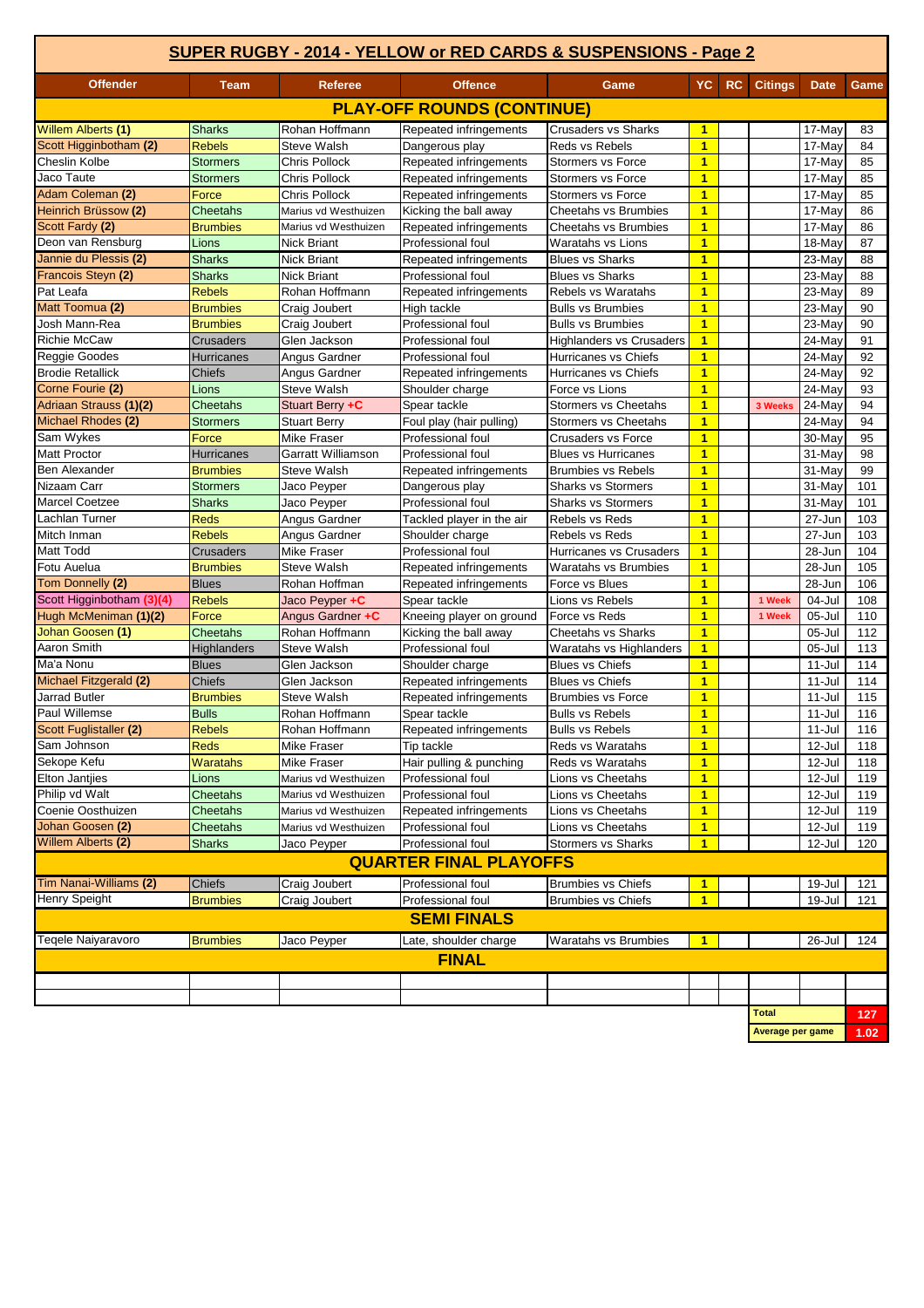# SUPER RUGBY - 2014 - YELLOW or RED CARDS & SUSPENSIONS - Page 2

| Offender | Team | Referee | Offence | Game | YC | RC | Citings | Date | Game |
|---|---|---|---|---|---|---|---|---|---|
| **PLAY-OFF ROUNDS (CONTINUE)** | | | | | | | | | |
| Willem Alberts **(1)** | Sharks | Rohan Hoffmann | Repeated infringements | Crusaders vs Sharks | 1 | | | 17-May | 83 |
| Scott Higginbotham **(2)** | Rebels | Steve Walsh | Dangerous play | Reds vs Rebels | 1 | | | 17-May | 84 |
| Cheslin Kolbe | Stormers | Chris Pollock | Repeated infringements | Stormers vs Force | 1 | | | 17-May | 85 |
| Jaco Taute | Stormers | Chris Pollock | Repeated infringements | Stormers vs Force | 1 | | | 17-May | 85 |
| Adam Coleman **(2)** | Force | Chris Pollock | Repeated infringements | Stormers vs Force | 1 | | | 17-May | 85 |
| Heinrich Brüssow **(2)** | Cheetahs | Marius vd Westhuizen | Kicking the ball away | Cheetahs vs Brumbies | 1 | | | 17-May | 86 |
| Scott Fardy **(2)** | Brumbies | Marius vd Westhuizen | Repeated infringements | Cheetahs vs Brumbies | 1 | | | 17-May | 86 |
| Deon van Rensburg | Lions | Nick Briant | Professional foul | Waratahs vs Lions | 1 | | | 18-May | 87 |
| Jannie du Plessis **(2)** | Sharks | Nick Briant | Repeated infringements | Blues vs Sharks | 1 | | | 23-May | 88 |
| Francois Steyn **(2)** | Sharks | Nick Briant | Professional foul | Blues vs Sharks | 1 | | | 23-May | 88 |
| Pat Leafa | Rebels | Rohan Hoffmann | Repeated infringements | Rebels vs Waratahs | 1 | | | 23-May | 89 |
| Matt Toomua **(2)** | Brumbies | Craig Joubert | High tackle | Bulls vs Brumbies | 1 | | | 23-May | 90 |
| Josh Mann-Rea | Brumbies | Craig Joubert | Professional foul | Bulls vs Brumbies | 1 | | | 23-May | 90 |
| Richie McCaw | Crusaders | Glen Jackson | Professional foul | Highlanders vs Crusaders | 1 | | | 24-May | 91 |
| Reggie Goodes | Hurricanes | Angus Gardner | Professional foul | Hurricanes vs Chiefs | 1 | | | 24-May | 92 |
| Brodie Retallick | Chiefs | Angus Gardner | Repeated infringements | Hurricanes vs Chiefs | 1 | | | 24-May | 92 |
| Corne Fourie **(2)** | Lions | Steve Walsh | Shoulder charge | Force vs Lions | 1 | | | 24-May | 93 |
| Adriaan Strauss **(1)(2)** | Cheetahs | Stuart Berry **+C** | Spear tackle | Stormers vs Cheetahs | 1 | | **3 Weeks** | 24-May | 94 |
| Michael Rhodes **(2)** | Stormers | Stuart Berry | Foul play (hair pulling) | Stormers vs Cheetahs | 1 | | | 24-May | 94 |
| Sam Wykes | Force | Mike Fraser | Professional foul | Crusaders vs Force | 1 | | | 30-May | 95 |
| Matt Proctor | Hurricanes | Garratt Williamson | Professional foul | Blues vs Hurricanes | 1 | | | 31-May | 98 |
| Ben Alexander | Brumbies | Steve Walsh | Repeated infringements | Brumbies vs Rebels | 1 | | | 31-May | 99 |
| Nizaam Carr | Stormers | Jaco Peyper | Dangerous play | Sharks vs Stormers | 1 | | | 31-May | 101 |
| Marcel Coetzee | Sharks | Jaco Peyper | Professional foul | Sharks vs Stormers | 1 | | | 31-May | 101 |
| Lachlan Turner | Reds | Angus Gardner | Tackled player in the air | Rebels vs Reds | 1 | | | 27-Jun | 103 |
| Mitch Inman | Rebels | Angus Gardner | Shoulder charge | Rebels vs Reds | 1 | | | 27-Jun | 103 |
| Matt Todd | Crusaders | Mike Fraser | Professional foul | Hurricanes vs Crusaders | 1 | | | 28-Jun | 104 |
| Fotu Auelua | Brumbies | Steve Walsh | Repeated infringements | Waratahs vs Brumbies | 1 | | | 28-Jun | 105 |
| Tom Donnelly **(2)** | Blues | Rohan Hoffman | Repeated infringements | Force vs Blues | 1 | | | 28-Jun | 106 |
| Scott Higginbotham **(3)(4)** | Rebels | Jaco Peyper **+C** | Spear tackle | Lions vs Rebels | 1 | | **1 Week** | 04-Jul | 108 |
| Hugh McMeniman **(1)(2)** | Force | Angus Gardner **+C** | Kneeing player on ground | Force vs Reds | 1 | | **1 Week** | 05-Jul | 110 |
| Johan Goosen **(1)** | Cheetahs | Rohan Hoffmann | Kicking the ball away | Cheetahs vs Sharks | 1 | | | 05-Jul | 112 |
| Aaron Smith | Highlanders | Steve Walsh | Professional foul | Waratahs vs Highlanders | 1 | | | 05-Jul | 113 |
| Ma'a Nonu | Blues | Glen Jackson | Shoulder charge | Blues vs Chiefs | 1 | | | 11-Jul | 114 |
| Michael Fitzgerald **(2)** | Chiefs | Glen Jackson | Repeated infringements | Blues vs Chiefs | 1 | | | 11-Jul | 114 |
| Jarrad Butler | Brumbies | Steve Walsh | Repeated infringements | Brumbies vs Force | 1 | | | 11-Jul | 115 |
| Paul Willemse | Bulls | Rohan Hoffmann | Spear tackle | Bulls vs Rebels | 1 | | | 11-Jul | 116 |
| Scott Fuglistaller **(2)** | Rebels | Rohan Hoffmann | Repeated infringements | Bulls vs Rebels | 1 | | | 11-Jul | 116 |
| Sam Johnson | Reds | Mike Fraser | Tip tackle | Reds vs Waratahs | 1 | | | 12-Jul | 118 |
| Sekope Kefu | Waratahs | Mike Fraser | Hair pulling & punching | Reds vs Waratahs | 1 | | | 12-Jul | 118 |
| Elton Jantjies | Lions | Marius vd Westhuizen | Professional foul | Lions vs Cheetahs | 1 | | | 12-Jul | 119 |
| Philip vd Walt | Cheetahs | Marius vd Westhuizen | Professional foul | Lions vs Cheetahs | 1 | | | 12-Jul | 119 |
| Coenie Oosthuizen | Cheetahs | Marius vd Westhuizen | Repeated infringements | Lions vs Cheetahs | 1 | | | 12-Jul | 119 |
| Johan Goosen **(2)** | Cheetahs | Marius vd Westhuizen | Professional foul | Lions vs Cheetahs | 1 | | | 12-Jul | 119 |
| Willem Alberts **(2)** | Sharks | Jaco Peyper | Professional foul | Stormers vs Sharks | 1 | | | 12-Jul | 120 |
| **QUARTER FINAL PLAYOFFS** | | | | | | | | | |
| Tim Nanai-Williams **(2)** | Chiefs | Craig Joubert | Professional foul | Brumbies vs Chiefs | 1 | | | 19-Jul | 121 |
| Henry Speight | Brumbies | Craig Joubert | Professional foul | Brumbies vs Chiefs | 1 | | | 19-Jul | 121 |
| **SEMI FINALS** | | | | | | | | | |
| Teqele Naiyaravoro | Brumbies | Jaco Peyper | Late, shoulder charge | Waratahs vs Brumbies | 1 | | | 26-Jul | 124 |
| **FINAL** | | | | | | | | | |
| | | | | | | | | | |
| | | | | | | | | | |
| | | | | | | | **Total** | | **127** |
| | | | | | | | **Average per game** | | **1.02** |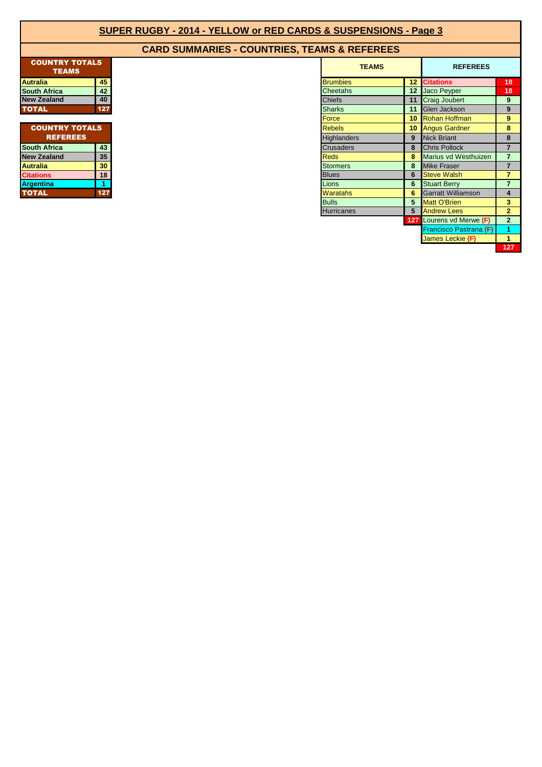# SUPER RUGBY - 2014 - YELLOW or RED CARDS & SUSPENSIONS - Page 3

## CARD SUMMARIES - COUNTRIES, TEAMS & REFEREES

| COUNTRY TOTALS TEAMS | |
|---|---|
| Autralia | 45 |
| South Africa | 42 |
| New Zealand | 40 |
| TOTAL | 127 |

| COUNTRY TOTALS REFEREES | |
|---|---|
| South Africa | 43 |
| New Zealand | 35 |
| Autralia | 30 |
| Citations | 18 |
| Argentina | 1 |
| TOTAL | 127 |

| TEAMS | |
|---|---|
| Brumbies | 12 |
| Cheetahs | 12 |
| Chiefs | 11 |
| Sharks | 11 |
| Force | 10 |
| Rebels | 10 |
| Highlanders | 9 |
| Crusaders | 8 |
| Reds | 8 |
| Stormers | 8 |
| Blues | 6 |
| Lions | 6 |
| Waratahs | 6 |
| Bulls | 5 |
| Hurricanes | 5 |
| | 127 |

| REFEREES | |
|---|---|
| Citations | 18 |
| Jaco Peyper | 18 |
| Craig Joubert | 9 |
| Glen Jackson | 9 |
| Rohan Hoffman | 9 |
| Angus Gardner | 8 |
| Nick Briant | 8 |
| Chris Pollock | 7 |
| Marius vd Westhuizen | 7 |
| Mike Fraser | 7 |
| Steve Walsh | 7 |
| Stuart Berry | 7 |
| Garratt Williamson | 4 |
| Matt O'Brien | 3 |
| Andrew Lees | 2 |
| Lourens vd Merwe (F) | 2 |
| Francisco Pastrana (F) | 1 |
| James Leckie (F) | 1 |
| | 127 |